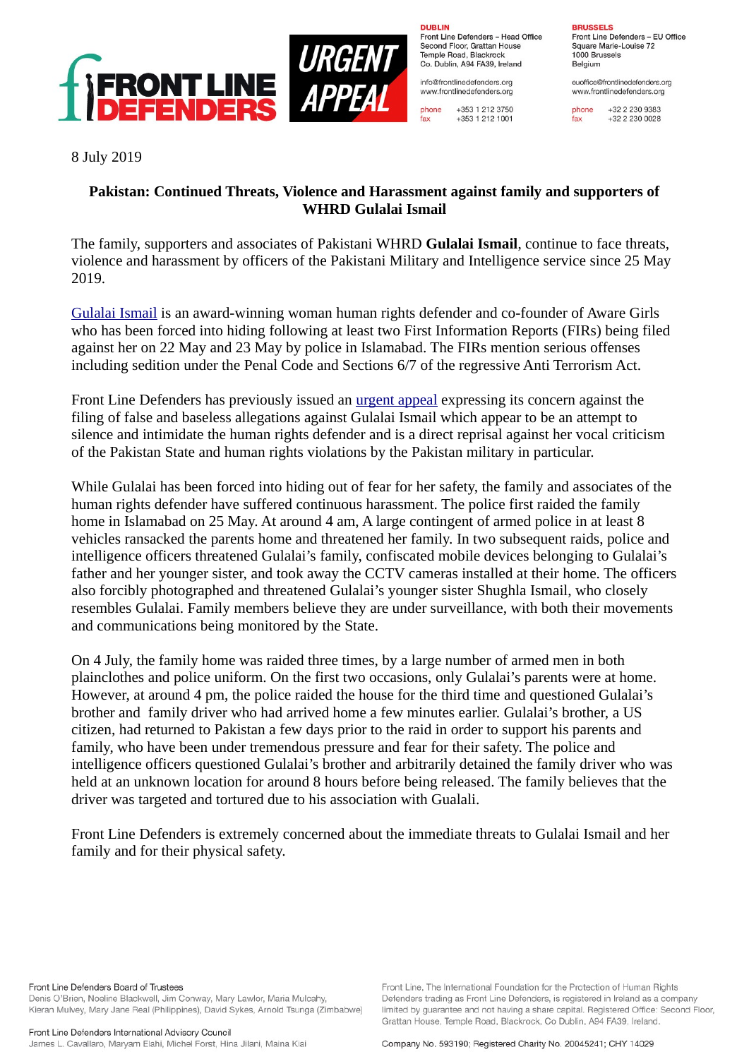FRONT LINE DEFENDERS

URGENT APPEAL

**DUBLIN**
Front Line Defenders – Head Office
Second Floor, Grattan House
Temple Road, Blackrock
Co. Dublin, A94 FA39, Ireland

info@frontlinedefenders.org
www.frontlinedefenders.org

phone +353 1 212 3750
fax +353 1 212 1001

**BRUSSELS**
Front Line Defenders – EU Office
Square Marie-Louise 72
1000 Brussels
Belgium

euoffice@frontlinedefenders.org
www.frontlinedefenders.org

phone +32 2 230 9383
fax +32 2 230 0028

8 July 2019

**Pakistan: Continued Threats, Violence and Harassment against family and supporters of WHRD Gulalai Ismail**

The family, supporters and associates of Pakistani WHRD **Gulalai Ismail**, continue to face threats, violence and harassment by officers of the Pakistani Military and Intelligence service since 25 May 2019.

Gulalai Ismail is an award-winning woman human rights defender and co-founder of Aware Girls who has been forced into hiding following at least two First Information Reports (FIRs) being filed against her on 22 May and 23 May by police in Islamabad. The FIRs mention serious offenses including sedition under the Penal Code and Sections 6/7 of the regressive Anti Terrorism Act.

Front Line Defenders has previously issued an urgent appeal expressing its concern against the filing of false and baseless allegations against Gulalai Ismail which appear to be an attempt to silence and intimidate the human rights defender and is a direct reprisal against her vocal criticism of the Pakistan State and human rights violations by the Pakistan military in particular.

While Gulalai has been forced into hiding out of fear for her safety, the family and associates of the human rights defender have suffered continuous harassment. The police first raided the family home in Islamabad on 25 May. At around 4 am, A large contingent of armed police in at least 8 vehicles ransacked the parents home and threatened her family. In two subsequent raids, police and intelligence officers threatened Gulalai's family, confiscated mobile devices belonging to Gulalai's father and her younger sister, and took away the CCTV cameras installed at their home. The officers also forcibly photographed and threatened Gulalai's younger sister Shughla Ismail, who closely resembles Gulalai. Family members believe they are under surveillance, with both their movements and communications being monitored by the State.

On 4 July, the family home was raided three times, by a large number of armed men in both plainclothes and police uniform. On the first two occasions, only Gulalai's parents were at home. However, at around 4 pm, the police raided the house for the third time and questioned Gulalai's brother and family driver who had arrived home a few minutes earlier. Gulalai's brother, a US citizen, had returned to Pakistan a few days prior to the raid in order to support his parents and family, who have been under tremendous pressure and fear for their safety. The police and intelligence officers questioned Gulalai's brother and arbitrarily detained the family driver who was held at an unknown location for around 8 hours before being released. The family believes that the driver was targeted and tortured due to his association with Gualali.

Front Line Defenders is extremely concerned about the immediate threats to Gulalai Ismail and her family and for their physical safety.

Front Line Defenders Board of Trustees
Denis O'Brien, Noeline Blackwell, Jim Conway, Mary Lawlor, Maria Mulcahy, Kieran Mulvey, Mary Jane Real (Philippines), David Sykes, Arnold Tsunga (Zimbabwe)

Front Line Defenders International Advisory Council
James L. Cavallaro, Maryam Elahi, Michel Forst, Hina Jilani, Maina Kiai

Front Line, The International Foundation for the Protection of Human Rights Defenders trading as Front Line Defenders, is registered in Ireland as a company limited by guarantee and not having a share capital. Registered Office: Second Floor, Grattan House, Temple Road, Blackrock, Co Dublin, A94 FA39, Ireland.

Company No. 593190; Registered Charity No. 20045241; CHY 14029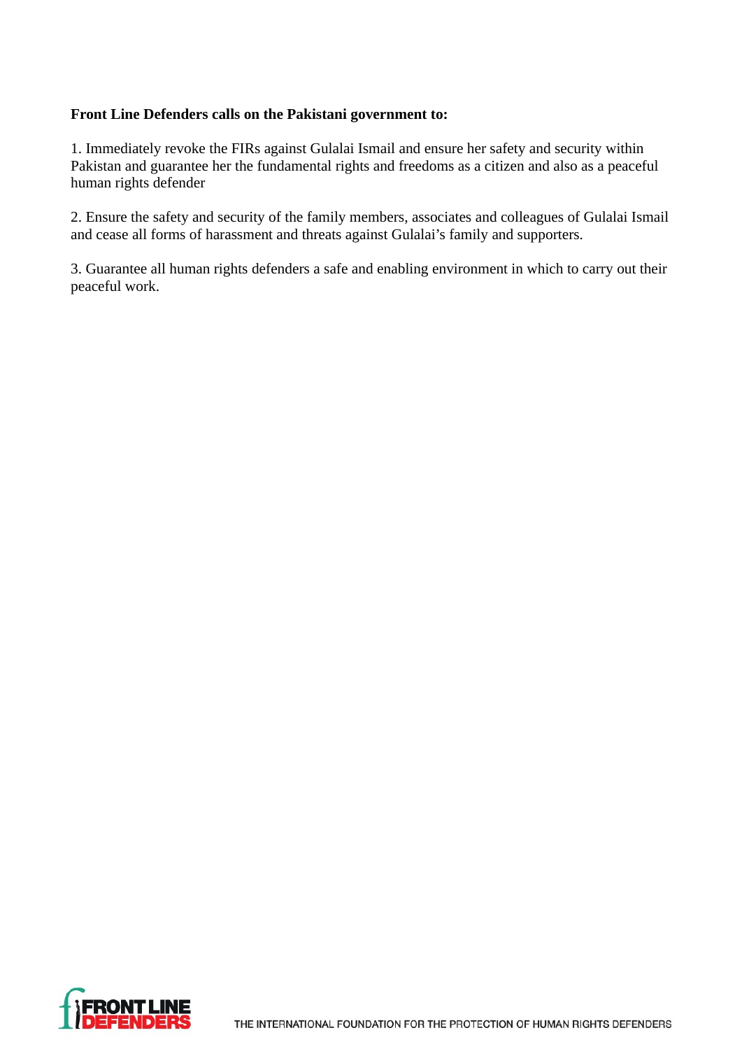**Front Line Defenders calls on the Pakistani government to:**

1. Immediately revoke the FIRs against Gulalai Ismail and ensure her safety and security within Pakistan and guarantee her the fundamental rights and freedoms as a citizen and also as a peaceful human rights defender

2. Ensure the safety and security of the family members, associates and colleagues of Gulalai Ismail and cease all forms of harassment and threats against Gulalai's family and supporters.

3. Guarantee all human rights defenders a safe and enabling environment in which to carry out their peaceful work.